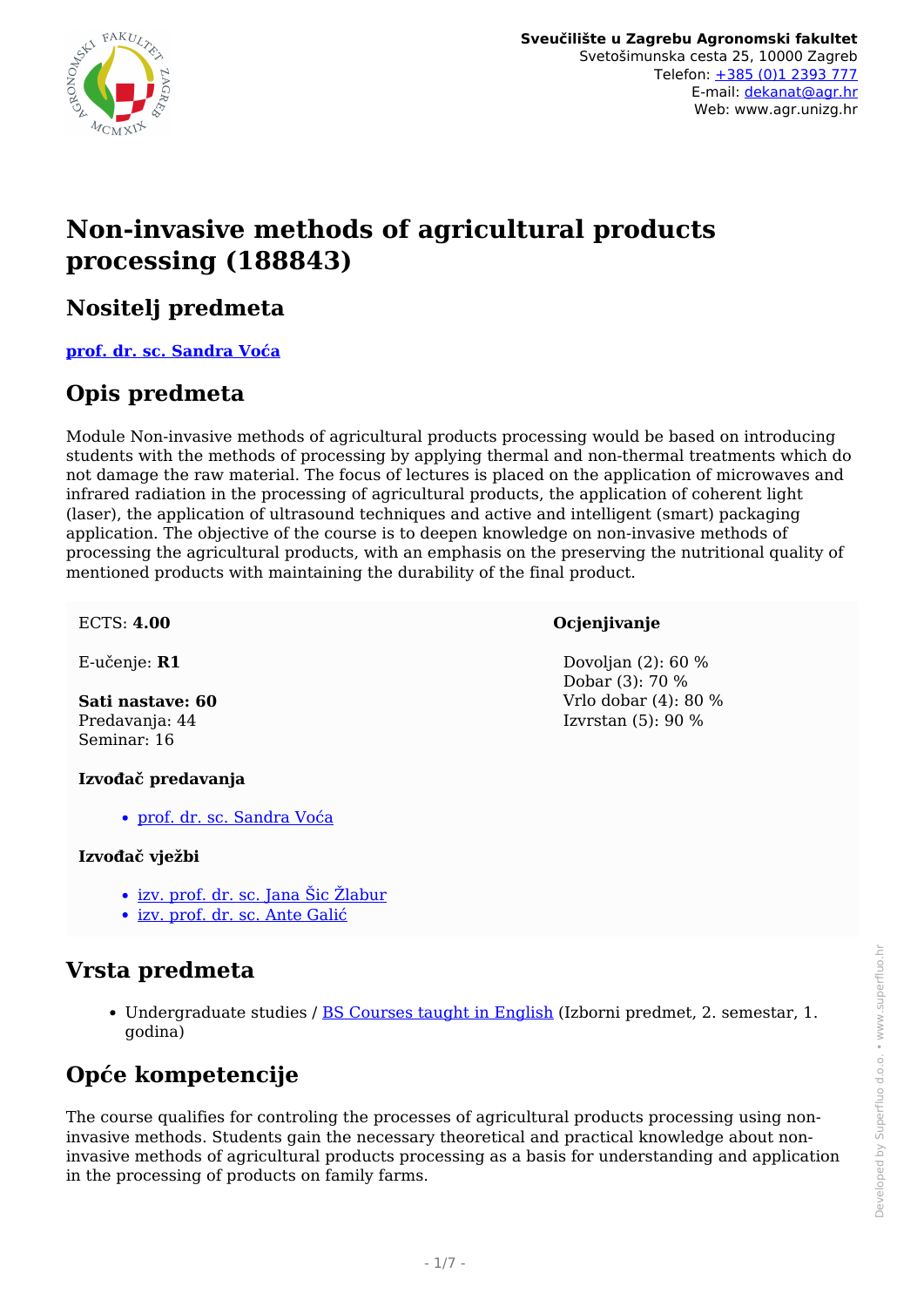Sveučilište u Zagrebu Agronomski fakultet
Svetošimunska cesta 25, 10000 Zagreb
Telefon: +385 (0)1 2393 777
E-mail: dekanat@agr.hr
Web: www.agr.unizg.hr

# Non-invasive methods of agricultural products processing (188843)

## Nositelj predmeta

**prof. dr. sc. Sandra Voća**

## Opis predmeta

Module Non-invasive methods of agricultural products processing would be based on introducing students with the methods of processing by applying thermal and non-thermal treatments which do not damage the raw material. The focus of lectures is placed on the application of microwaves and infrared radiation in the processing of agricultural products, the application of coherent light (laser), the application of ultrasound techniques and active and intelligent (smart) packaging application. The objective of the course is to deepen knowledge on non-invasive methods of processing the agricultural products, with an emphasis on the preserving the nutritional quality of mentioned products with maintaining the durability of the final product.

ECTS: **4.00**

E-učenje: **R1**

**Sati nastave: 60**
Predavanja: 44
Seminar: 16

**Izvođač predavanja**

- prof. dr. sc. Sandra Voća

**Izvođač vježbi**

- izv. prof. dr. sc. Jana Šic Žlabur
- izv. prof. dr. sc. Ante Galić

**Ocjenjivanje**

Dovoljan (2): 60 %
Dobar (3): 70 %
Vrlo dobar (4): 80 %
Izvrstan (5): 90 %

## Vrsta predmeta

- Undergraduate studies / BS Courses taught in English (Izborni predmet, 2. semestar, 1. godina)

## Opće kompetencije

The course qualifies for controling the processes of agricultural products processing using non-invasive methods. Students gain the necessary theoretical and practical knowledge about non-invasive methods of agricultural products processing as a basis for understanding and application in the processing of products on family farms.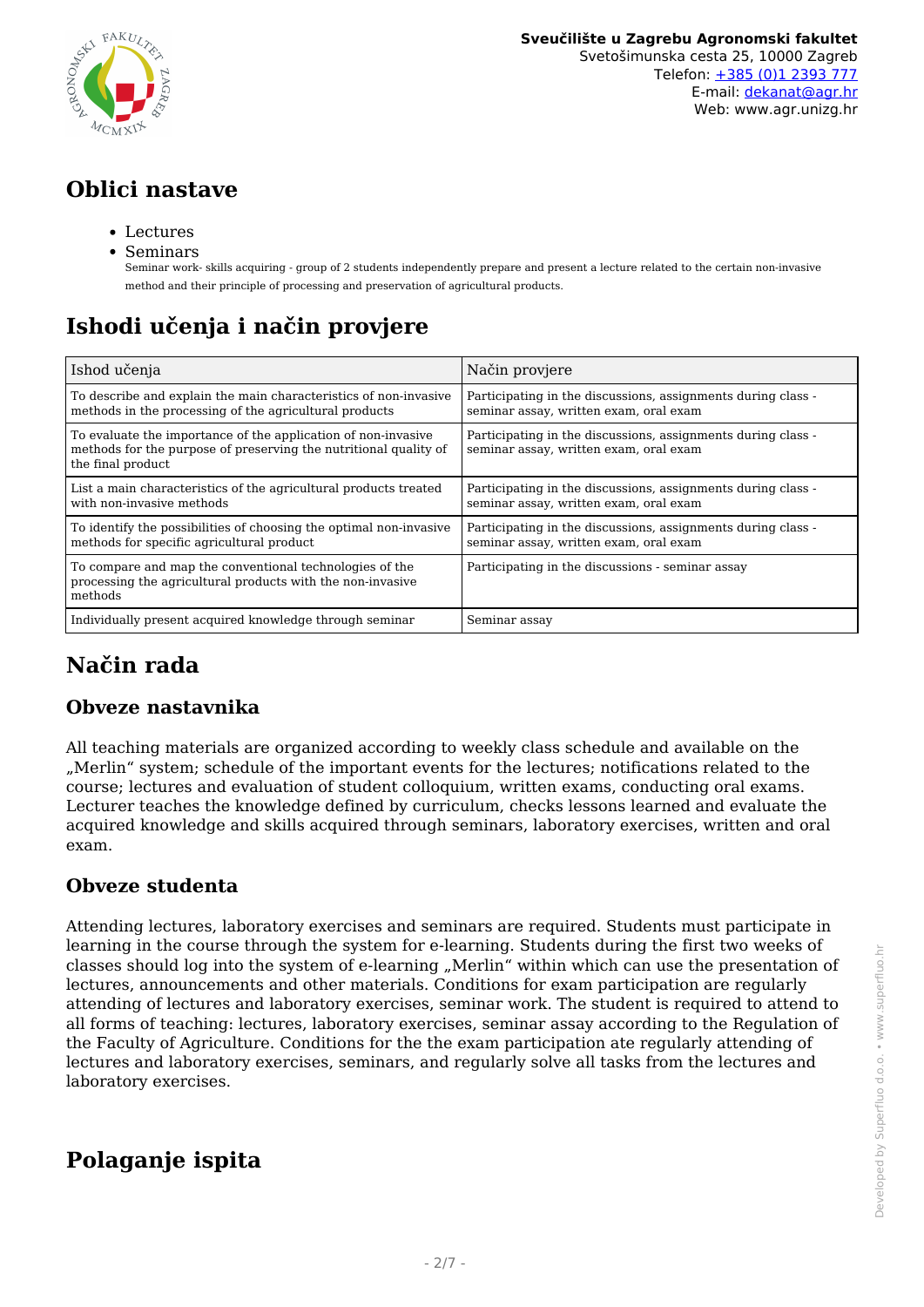# Oblici nastave

- Lectures
- Seminars
  Seminar work- skills acquiring - group of 2 students independently prepare and present a lecture related to the certain non-invasive method and their principle of processing and preservation of agricultural products.

# Ishodi učenja i način provjere

| Ishod učenja | Način provjere |
|---|---|
| To describe and explain the main characteristics of non-invasive methods in the processing of the agricultural products | Participating in the discussions, assignments during class - seminar assay, written exam, oral exam |
| To evaluate the importance of the application of non-invasive methods for the purpose of preserving the nutritional quality of the final product | Participating in the discussions, assignments during class - seminar assay, written exam, oral exam |
| List a main characteristics of the agricultural products treated with non-invasive methods | Participating in the discussions, assignments during class - seminar assay, written exam, oral exam |
| To identify the possibilities of choosing the optimal non-invasive methods for specific agricultural product | Participating in the discussions, assignments during class - seminar assay, written exam, oral exam |
| To compare and map the conventional technologies of the processing the agricultural products with the non-invasive methods | Participating in the discussions - seminar assay |
| Individually present acquired knowledge through seminar | Seminar assay |

# Način rada

## Obveze nastavnika

All teaching materials are organized according to weekly class schedule and available on the „Merlin“ system; schedule of the important events for the lectures; notifications related to the course; lectures and evaluation of student colloquium, written exams, conducting oral exams. Lecturer teaches the knowledge defined by curriculum, checks lessons learned and evaluate the acquired knowledge and skills acquired through seminars, laboratory exercises, written and oral exam.

## Obveze studenta

Attending lectures, laboratory exercises and seminars are required. Students must participate in learning in the course through the system for e-learning. Students during the first two weeks of classes should log into the system of e-learning „Merlin“ within which can use the presentation of lectures, announcements and other materials. Conditions for exam participation are regularly attending of lectures and laboratory exercises, seminar work. The student is required to attend to all forms of teaching: lectures, laboratory exercises, seminar assay according to the Regulation of the Faculty of Agriculture. Conditions for the the exam participation ate regularly attending of lectures and laboratory exercises, seminars, and regularly solve all tasks from the lectures and laboratory exercises.

# Polaganje ispita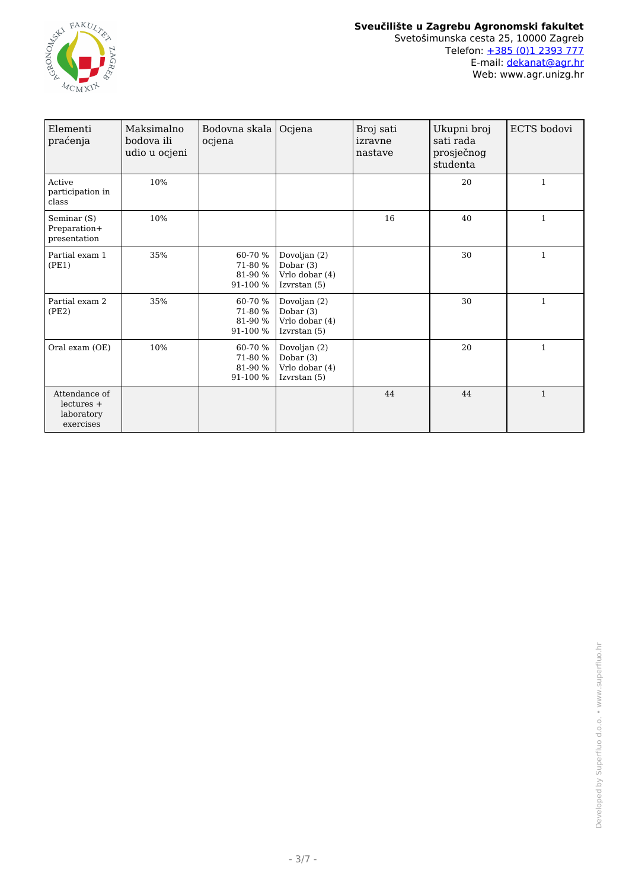| Elementi praćenja | Maksimalno bodova ili udio u ocjeni | Bodovna skala ocjena | Ocjena | Broj sati izravne nastave | Ukupni broj sati rada prosječnog studenta | ECTS bodovi |
|---|---|---|---|---|---|---|
| Active participation in class | 10% | | | | 20 | 1 |
| Seminar (S) Preparation+ presentation | 10% | | | 16 | 40 | 1 |
| Partial exam 1 (PE1) | 35% | 60-70 %<br>71-80 %<br>81-90 %<br>91-100 % | Dovoljan (2)<br>Dobar (3)<br>Vrlo dobar (4)<br>Izvrstan (5) | | 30 | 1 |
| Partial exam 2 (PE2) | 35% | 60-70 %<br>71-80 %<br>81-90 %<br>91-100 % | Dovoljan (2)<br>Dobar (3)<br>Vrlo dobar (4)<br>Izvrstan (5) | | 30 | 1 |
| Oral exam (OE) | 10% | 60-70 %<br>71-80 %<br>81-90 %<br>91-100 % | Dovoljan (2)<br>Dobar (3)<br>Vrlo dobar (4)<br>Izvrstan (5) | | 20 | 1 |
| Attendance of lectures + laboratory exercises | | | | 44 | 44 | 1 |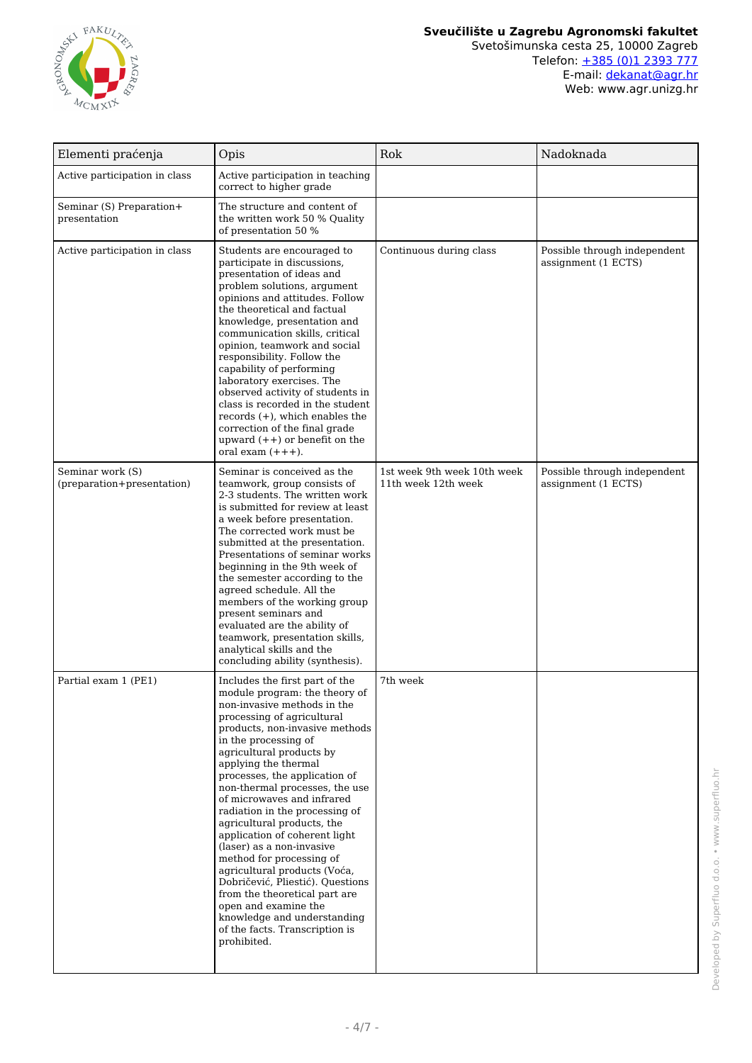| Elementi praćenja | Opis | Rok | Nadoknada |
|---|---|---|---|
| Active participation in class | Active participation in teaching correct to higher grade | | |
| Seminar (S) Preparation+ presentation | The structure and content of the written work 50 % Quality of presentation 50 % | | |
| Active participation in class | Students are encouraged to participate in discussions, presentation of ideas and problem solutions, argument opinions and attitudes. Follow the theoretical and factual knowledge, presentation and communication skills, critical opinion, teamwork and social responsibility. Follow the capability of performing laboratory exercises. The observed activity of students in class is recorded in the student records (+), which enables the correction of the final grade upward (++) or benefit on the oral exam (+++). | Continuous during class | Possible through independent assignment (1 ECTS) |
| Seminar work (S) (preparation+presentation) | Seminar is conceived as the teamwork, group consists of 2-3 students. The written work is submitted for review at least a week before presentation. The corrected work must be submitted at the presentation. Presentations of seminar works beginning in the 9th week of the semester according to the agreed schedule. All the members of the working group present seminars and evaluated are the ability of teamwork, presentation skills, analytical skills and the concluding ability (synthesis). | 1st week 9th week 10th week 11th week 12th week | Possible through independent assignment (1 ECTS) |
| Partial exam 1 (PE1) | Includes the first part of the module program: the theory of non-invasive methods in the processing of agricultural products, non-invasive methods in the processing of agricultural products by applying the thermal processes, the application of non-thermal processes, the use of microwaves and infrared radiation in the processing of agricultural products, the application of coherent light (laser) as a non-invasive method for processing of agricultural products (Voća, Dobričević, Pliestić). Questions from the theoretical part are open and examine the knowledge and understanding of the facts. Transcription is prohibited. | 7th week | |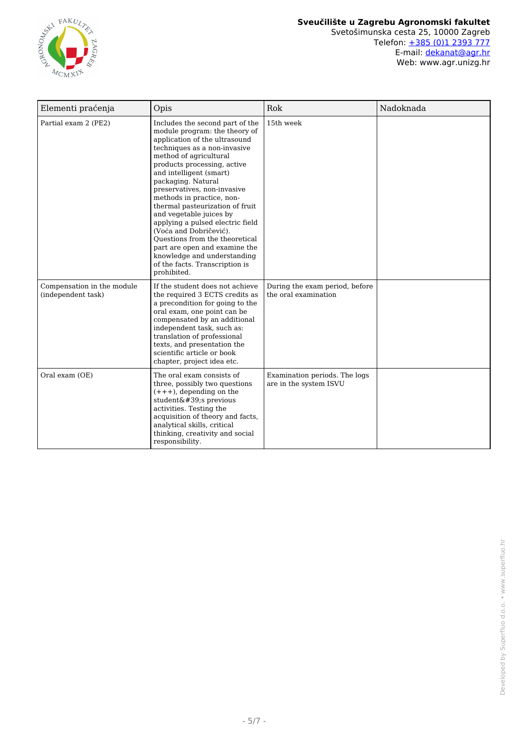| Elementi praćenja | Opis | Rok | Nadoknada |
|---|---|---|---|
| Partial exam 2 (PE2) | Includes the second part of the module program: the theory of application of the ultrasound techniques as a non-invasive method of agricultural products processing, active and intelligent (smart) packaging. Natural preservatives, non-invasive methods in practice, non-thermal pasteurization of fruit and vegetable juices by applying a pulsed electric field (Voća and Dobričević). Questions from the theoretical part are open and examine the knowledge and understanding of the facts. Transcription is prohibited. | 15th week | |
| Compensation in the module (independent task) | If the student does not achieve the required 3 ECTS credits as a precondition for going to the oral exam, one point can be compensated by an additional independent task, such as: translation of professional texts, and presentation the scientific article or book chapter, project idea etc. | During the exam period, before the oral examination | |
| Oral exam (OE) | The oral exam consists of three, possibly two questions (+++), depending on the student&#39;s previous activities. Testing the acquisition of theory and facts, analytical skills, critical thinking, creativity and social responsibility. | Examination periods. The logs are in the system ISVU | |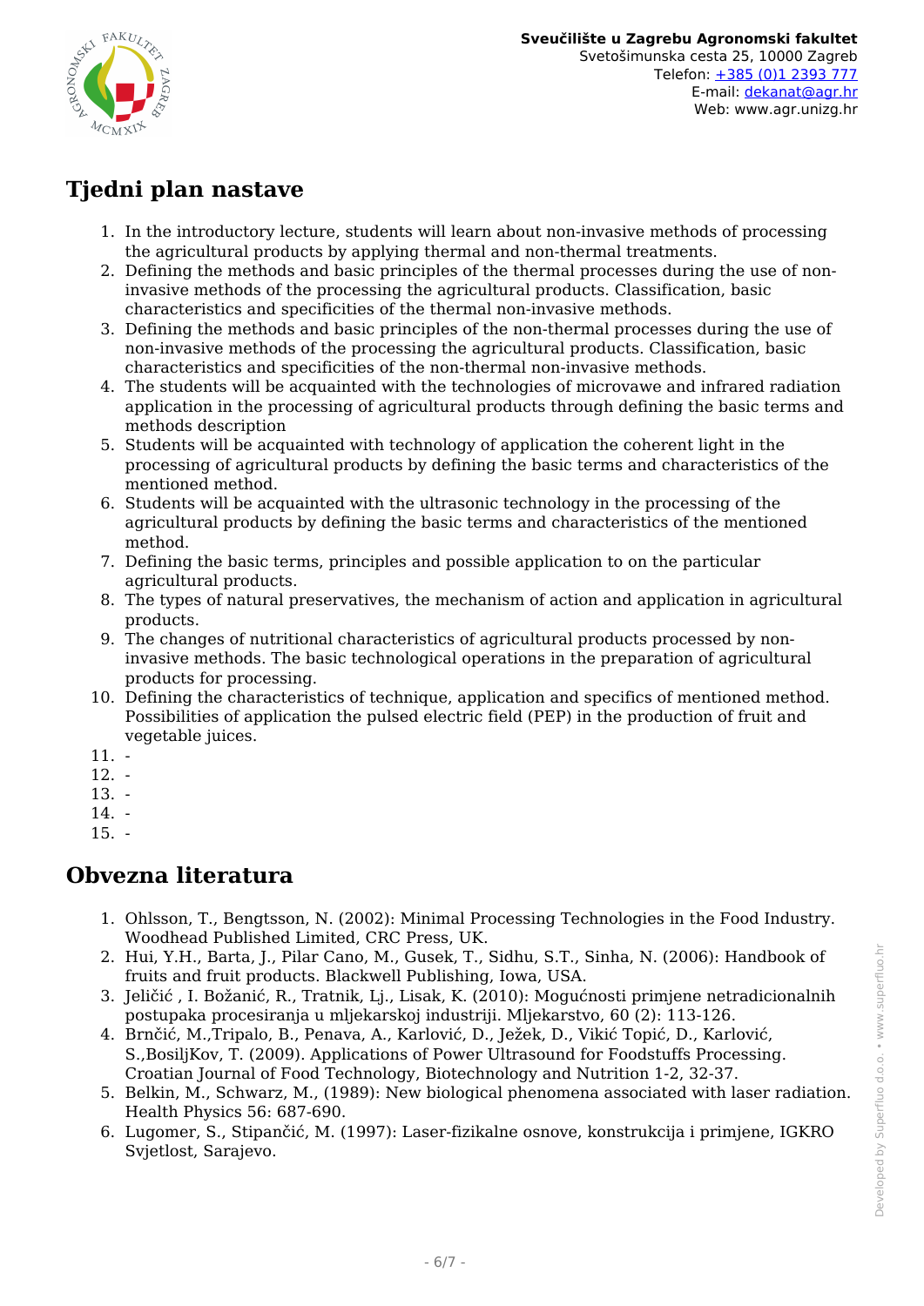## Tjedni plan nastave

1. In the introductory lecture, students will learn about non-invasive methods of processing the agricultural products by applying thermal and non-thermal treatments.
2. Defining the methods and basic principles of the thermal processes during the use of non-invasive methods of the processing the agricultural products. Classification, basic characteristics and specificities of the thermal non-invasive methods.
3. Defining the methods and basic principles of the non-thermal processes during the use of non-invasive methods of the processing the agricultural products. Classification, basic characteristics and specificities of the non-thermal non-invasive methods.
4. The students will be acquainted with the technologies of microwawe and infrared radiation application in the processing of agricultural products through defining the basic terms and methods description
5. Students will be acquainted with technology of application the coherent light in the processing of agricultural products by defining the basic terms and characteristics of the mentioned method.
6. Students will be acquainted with the ultrasonic technology in the processing of the agricultural products by defining the basic terms and characteristics of the mentioned method.
7. Defining the basic terms, principles and possible application to on the particular agricultural products.
8. The types of natural preservatives, the mechanism of action and application in agricultural products.
9. The changes of nutritional characteristics of agricultural products processed by non-invasive methods. The basic technological operations in the preparation of agricultural products for processing.
10. Defining the characteristics of technique, application and specifics of mentioned method. Possibilities of application the pulsed electric field (PEP) in the production of fruit and vegetable juices.
11. -
12. -
13. -
14. -
15. -

## Obvezna literatura

1. Ohlsson, T., Bengtsson, N. (2002): Minimal Processing Technologies in the Food Industry. Woodhead Published Limited, CRC Press, UK.
2. Hui, Y.H., Barta, J., Pilar Cano, M., Gusek, T., Sidhu, S.T., Sinha, N. (2006): Handbook of fruits and fruit products. Blackwell Publishing, Iowa, USA.
3. Jeličić , I. Božanić, R., Tratnik, Lj., Lisak, K. (2010): Mogućnosti primjene netradicionalnih postupaka procesiranja u mljekarskoj industriji. Mljekarstvo, 60 (2): 113-126.
4. Brnčić, M.,Tripalo, B., Penava, A., Karlović, D., Ježek, D., Vikić Topić, D., Karlović, S.,BosiljKov, T. (2009). Applications of Power Ultrasound for Foodstuffs Processing. Croatian Journal of Food Technology, Biotechnology and Nutrition 1-2, 32-37.
5. Belkin, M., Schwarz, M., (1989): New biological phenomena associated with laser radiation. Health Physics 56: 687-690.
6. Lugomer, S., Stipančić, M. (1997): Laser-fizikalne osnove, konstrukcija i primjene, IGKRO Svjetlost, Sarajevo.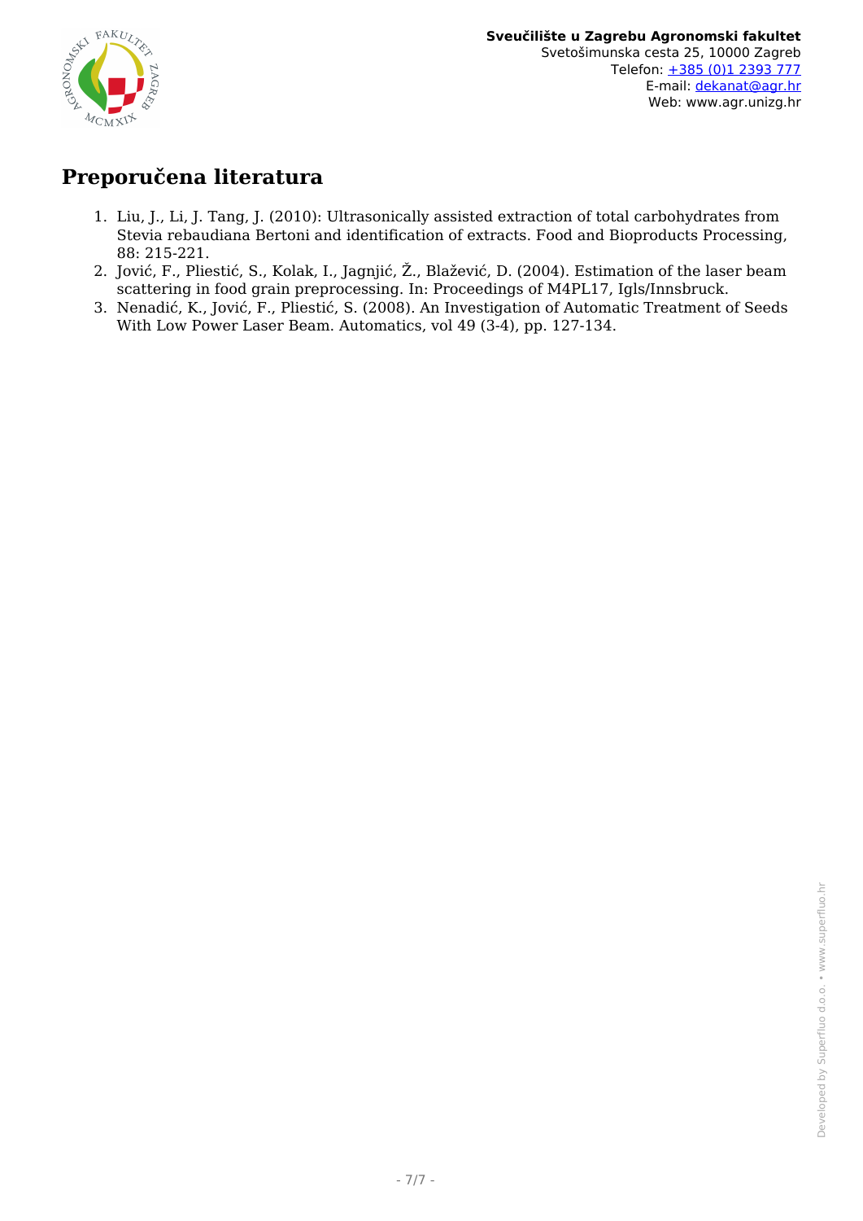## Preporučena literatura

1. Liu, J., Li, J. Tang, J. (2010): Ultrasonically assisted extraction of total carbohydrates from Stevia rebaudiana Bertoni and identification of extracts. Food and Bioproducts Processing, 88: 215-221.
2. Jović, F., Pliestić, S., Kolak, I., Jagnjić, Ž., Blažević, D. (2004). Estimation of the laser beam scattering in food grain preprocessing. In: Proceedings of M4PL17, Igls/Innsbruck.
3. Nenadić, K., Jović, F., Pliestić, S. (2008). An Investigation of Automatic Treatment of Seeds With Low Power Laser Beam. Automatics, vol 49 (3-4), pp. 127-134.